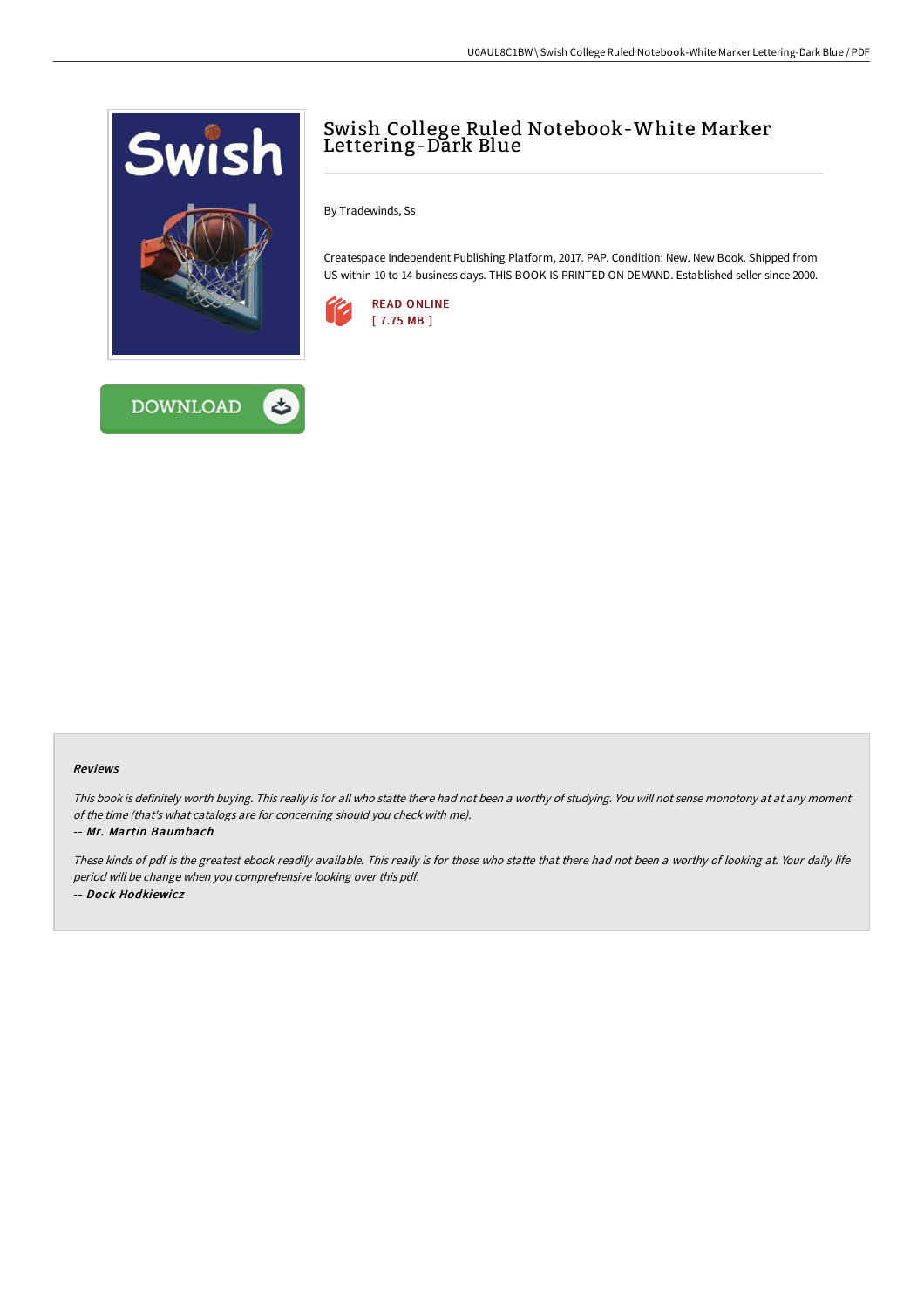# Swish College Ruled Notebook-White Marker Lettering-Dark Blue

By Tradewinds, Ss

Createspace Independent Publishing Platform, 2017. PAP. Condition: New. New Book. Shipped from US within 10 to 14 business days. THIS BOOK IS PRINTED ON DEMAND. Established seller since 2000.

READ ONLINE
[ 7.75 MB ]

DOWNLOAD

### Reviews

*This book is definitely worth buying. This really is for all who statte there had not been a worthy of studying. You will not sense monotony at at any moment of the time (that's what catalogs are for concerning should you check with me).*

*-- Mr. Martin Baumbach*

*These kinds of pdf is the greatest ebook readily available. This really is for those who statte that there had not been a worthy of looking at. Your daily life period will be change when you comprehensive looking over this pdf.*

*-- Dock Hodkiewicz*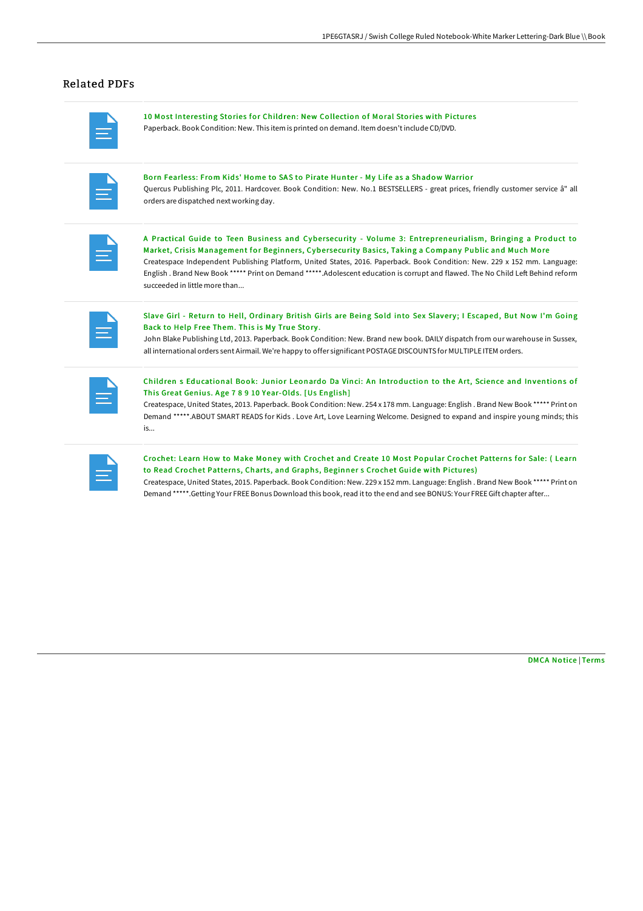## Related PDFs

**10 Most Interesting Stories for Children: New Collection of Moral Stories with Pictures**
Paperback. Book Condition: New. This item is printed on demand. Item doesn't include CD/DVD.

**Born Fearless: From Kids' Home to SAS to Pirate Hunter - My Life as a Shadow Warrior**
Quercus Publishing Plc, 2011. Hardcover. Book Condition: New. No.1 BESTSELLERS - great prices, friendly customer service â" all orders are dispatched next working day.

**A Practical Guide to Teen Business and Cybersecurity - Volume 3: Entrepreneurialism, Bringing a Product to Market, Crisis Management for Beginners, Cybersecurity Basics, Taking a Company Public and Much More**
Createspace Independent Publishing Platform, United States, 2016. Paperback. Book Condition: New. 229 x 152 mm. Language: English . Brand New Book ***** Print on Demand *****.Adolescent education is corrupt and flawed. The No Child Left Behind reform succeeded in little more than...

**Slave Girl - Return to Hell, Ordinary British Girls are Being Sold into Sex Slavery; I Escaped, But Now I'm Going Back to Help Free Them. This is My True Story.**
John Blake Publishing Ltd, 2013. Paperback. Book Condition: New. Brand new book. DAILY dispatch from our warehouse in Sussex, all international orders sent Airmail. We're happy to offer significant POSTAGE DISCOUNTS for MULTIPLE ITEM orders.

**Children s Educational Book: Junior Leonardo Da Vinci: An Introduction to the Art, Science and Inventions of This Great Genius. Age 7 8 9 10 Year-Olds. [Us English]**
Createspace, United States, 2013. Paperback. Book Condition: New. 254 x 178 mm. Language: English . Brand New Book ***** Print on Demand *****.ABOUT SMART READS for Kids . Love Art, Love Learning Welcome. Designed to expand and inspire young minds; this is...

**Crochet: Learn How to Make Money with Crochet and Create 10 Most Popular Crochet Patterns for Sale: ( Learn to Read Crochet Patterns, Charts, and Graphs, Beginner s Crochet Guide with Pictures)**
Createspace, United States, 2015. Paperback. Book Condition: New. 229 x 152 mm. Language: English . Brand New Book ***** Print on Demand *****.Getting Your FREE Bonus Download this book, read it to the end and see BONUS: Your FREE Gift chapter after...